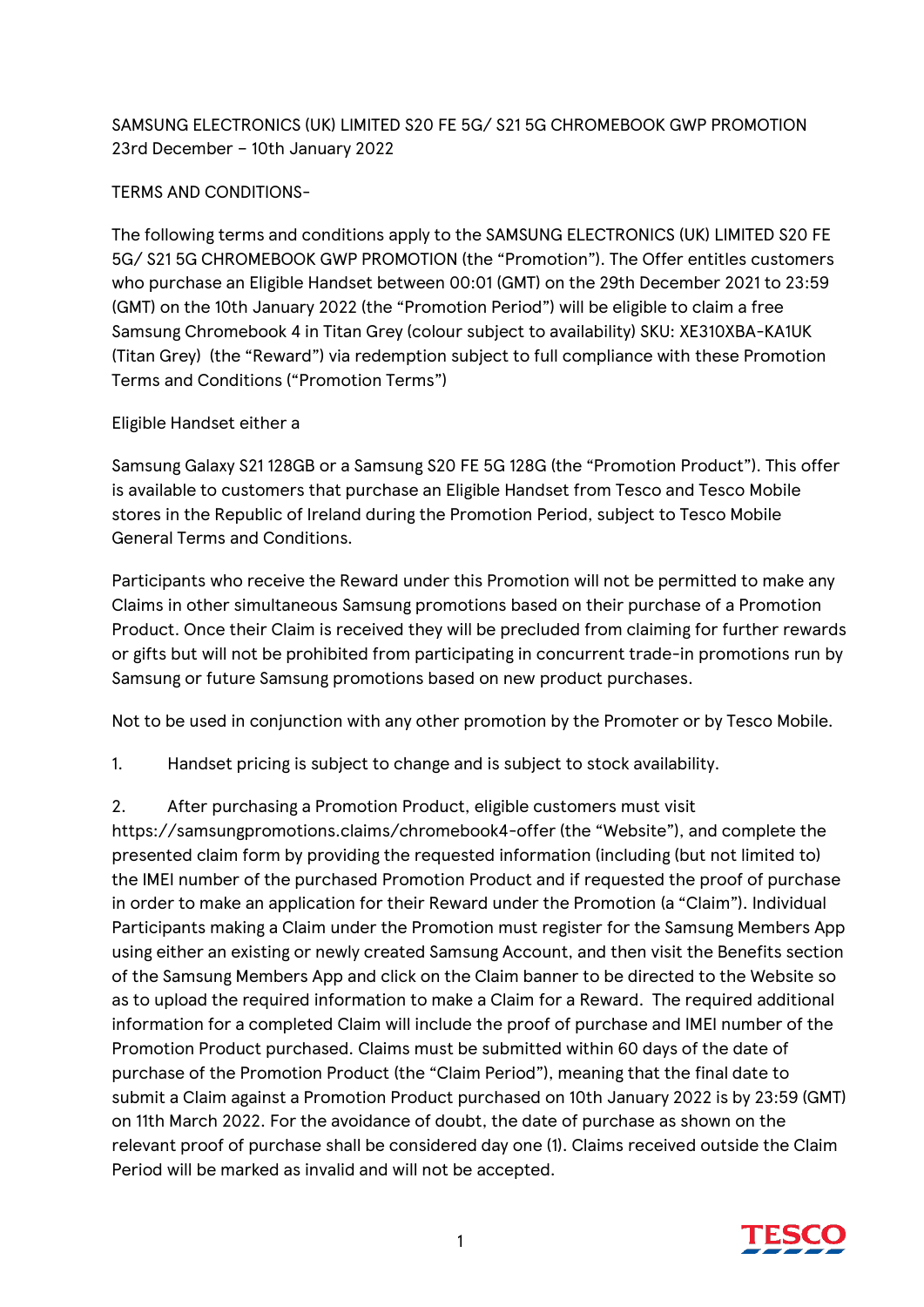SAMSUNG ELECTRONICS (UK) LIMITED S20 FE 5G/ S21 5G CHROMEBOOK GWP PROMOTION 23rd December – 10th January 2022

TERMS AND CONDITIONS-

The following terms and conditions apply to the SAMSUNG ELECTRONICS (UK) LIMITED S20 FE 5G/ S21 5G CHROMEBOOK GWP PROMOTION (the "Promotion"). The Offer entitles customers who purchase an Eligible Handset between 00:01 (GMT) on the 29th December 2021 to 23:59 (GMT) on the 10th January 2022 (the "Promotion Period") will be eligible to claim a free Samsung Chromebook 4 in Titan Grey (colour subject to availability) SKU: XE310XBA-KA1UK (Titan Grey) (the "Reward") via redemption subject to full compliance with these Promotion Terms and Conditions ("Promotion Terms")

Eligible Handset either a

Samsung Galaxy S21 128GB or a Samsung S20 FE 5G 128G (the "Promotion Product"). This offer is available to customers that purchase an Eligible Handset from Tesco and Tesco Mobile stores in the Republic of Ireland during the Promotion Period, subject to Tesco Mobile General Terms and Conditions.

Participants who receive the Reward under this Promotion will not be permitted to make any Claims in other simultaneous Samsung promotions based on their purchase of a Promotion Product. Once their Claim is received they will be precluded from claiming for further rewards or gifts but will not be prohibited from participating in concurrent trade-in promotions run by Samsung or future Samsung promotions based on new product purchases.

Not to be used in conjunction with any other promotion by the Promoter or by Tesco Mobile.

1. Handset pricing is subject to change and is subject to stock availability.

2. After purchasing a Promotion Product, eligible customers must visit https://samsungpromotions.claims/chromebook4-offer (the "Website"), and complete the presented claim form by providing the requested information (including (but not limited to) the IMEI number of the purchased Promotion Product and if requested the proof of purchase in order to make an application for their Reward under the Promotion (a "Claim"). Individual Participants making a Claim under the Promotion must register for the Samsung Members App using either an existing or newly created Samsung Account, and then visit the Benefits section of the Samsung Members App and click on the Claim banner to be directed to the Website so as to upload the required information to make a Claim for a Reward. The required additional information for a completed Claim will include the proof of purchase and IMEI number of the Promotion Product purchased. Claims must be submitted within 60 days of the date of purchase of the Promotion Product (the "Claim Period"), meaning that the final date to submit a Claim against a Promotion Product purchased on 10th January 2022 is by 23:59 (GMT) on 11th March 2022. For the avoidance of doubt, the date of purchase as shown on the relevant proof of purchase shall be considered day one (1). Claims received outside the Claim Period will be marked as invalid and will not be accepted.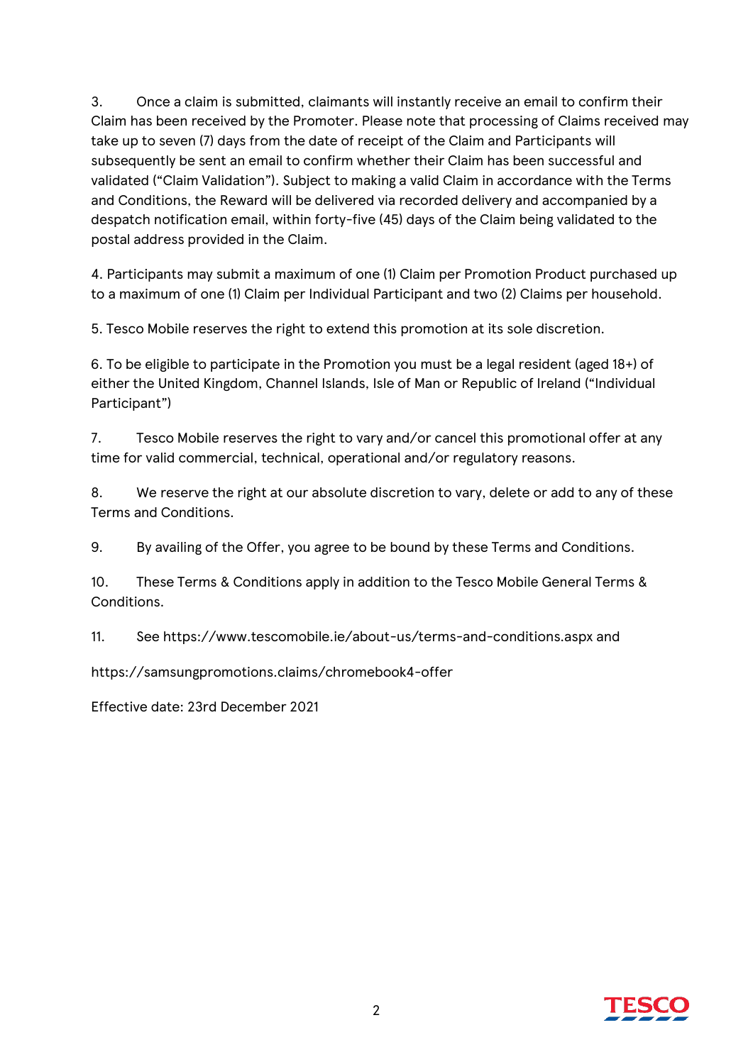3. Once a claim is submitted, claimants will instantly receive an email to confirm their Claim has been received by the Promoter. Please note that processing of Claims received may take up to seven (7) days from the date of receipt of the Claim and Participants will subsequently be sent an email to confirm whether their Claim has been successful and validated ("Claim Validation"). Subject to making a valid Claim in accordance with the Terms and Conditions, the Reward will be delivered via recorded delivery and accompanied by a despatch notification email, within forty-five (45) days of the Claim being validated to the postal address provided in the Claim.

4. Participants may submit a maximum of one (1) Claim per Promotion Product purchased up to a maximum of one (1) Claim per Individual Participant and two (2) Claims per household.

5. Tesco Mobile reserves the right to extend this promotion at its sole discretion.

6. To be eligible to participate in the Promotion you must be a legal resident (aged 18+) of either the United Kingdom, Channel Islands, Isle of Man or Republic of Ireland ("Individual Participant")

7. Tesco Mobile reserves the right to vary and/or cancel this promotional offer at any time for valid commercial, technical, operational and/or regulatory reasons.

8. We reserve the right at our absolute discretion to vary, delete or add to any of these Terms and Conditions.

9. By availing of the Offer, you agree to be bound by these Terms and Conditions.

10. These Terms & Conditions apply in addition to the Tesco Mobile General Terms & Conditions.

11. See https://www.tescomobile.ie/about-us/terms-and-conditions.aspx and

https://samsungpromotions.claims/chromebook4-offer

Effective date: 23rd December 2021